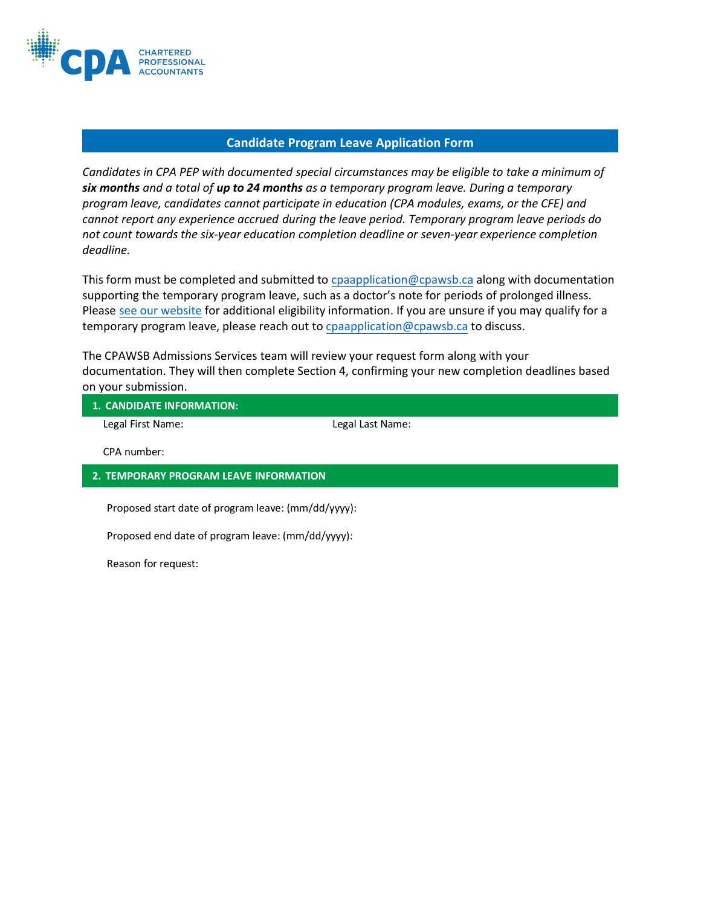# Candidate Program Leave Application Form

*Candidates in CPA PEP with documented special circumstances may be eligible to take a minimum of **six months** and a total of **up to 24 months** as a temporary program leave. During a temporary program leave, candidates cannot participate in education (CPA modules, exams, or the CFE) and cannot report any experience accrued during the leave period. Temporary program leave periods do not count towards the six-year education completion deadline or seven-year experience completion deadline.*

This form must be completed and submitted to cpaapplication@cpawsb.ca along with documentation supporting the temporary program leave, such as a doctor's note for periods of prolonged illness. Please see our website for additional eligibility information. If you are unsure if you may qualify for a temporary program leave, please reach out to cpaapplication@cpawsb.ca to discuss.

The CPAWSB Admissions Services team will review your request form along with your documentation. They will then complete Section 4, confirming your new completion deadlines based on your submission.

## 1. CANDIDATE INFORMATION:

Legal First Name:

Legal Last Name:

CPA number:

## 2. TEMPORARY PROGRAM LEAVE INFORMATION

Proposed start date of program leave: (mm/dd/yyyy):

Proposed end date of program leave: (mm/dd/yyyy):

Reason for request: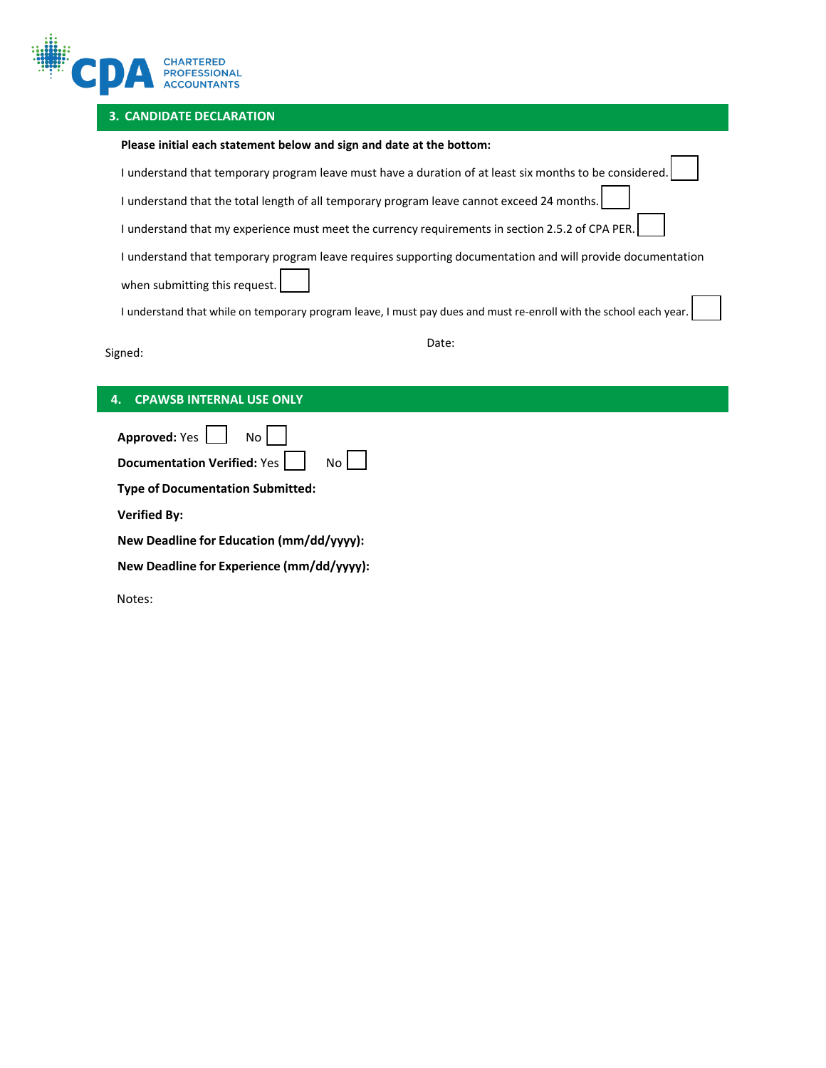## 3. CANDIDATE DECLARATION

**Please initial each statement below and sign and date at the bottom:**

I understand that temporary program leave must have a duration of at least six months to be considered. ☐

I understand that the total length of all temporary program leave cannot exceed 24 months. ☐

I understand that my experience must meet the currency requirements in section 2.5.2 of CPA PER. ☐

I understand that temporary program leave requires supporting documentation and will provide documentation when submitting this request. ☐

I understand that while on temporary program leave, I must pay dues and must re-enroll with the school each year. ☐

Signed:

Date:

## 4. CPAWSB INTERNAL USE ONLY

**Approved:** Yes ☐ No ☐

**Documentation Verified:** Yes ☐ No ☐

**Type of Documentation Submitted:**

**Verified By:**

**New Deadline for Education (mm/dd/yyyy):**

**New Deadline for Experience (mm/dd/yyyy):**

Notes: